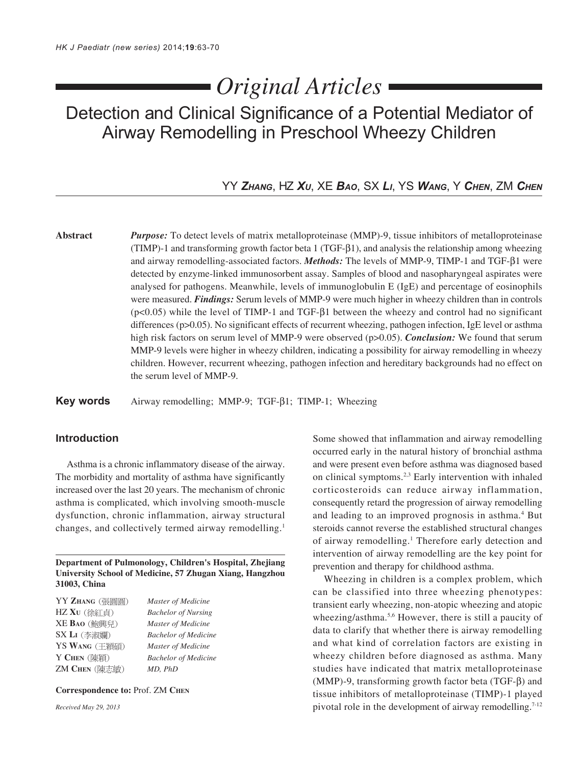# Original Articles

# Detection and Clinical Significance of a Potential Mediator of Airway Remodelling in Preschool Wheezy Children

YY **Zhang**, HZ **Xu**, XE **Bao**, SX **Li**, YS **Wang**, Y **Chen**, ZM **Chen**

**Abstract**

***Purpose:*** To detect levels of matrix metalloproteinase (MMP)-9, tissue inhibitors of metalloproteinase (TIMP)-1 and transforming growth factor beta 1 (TGF-β1), and analysis the relationship among wheezing and airway remodelling-associated factors. ***Methods:*** The levels of MMP-9, TIMP-1 and TGF-β1 were detected by enzyme-linked immunosorbent assay. Samples of blood and nasopharyngeal aspirates were analysed for pathogens. Meanwhile, levels of immunoglobulin E (IgE) and percentage of eosinophils were measured. ***Findings:*** Serum levels of MMP-9 were much higher in wheezy children than in controls ($p<0.05$) while the level of TIMP-1 and TGF-β1 between the wheezy and control had no significant differences ($p>0.05$). No significant effects of recurrent wheezing, pathogen infection, IgE level or asthma high risk factors on serum level of MMP-9 were observed ($p>0.05$). ***Conclusion:*** We found that serum MMP-9 levels were higher in wheezy children, indicating a possibility for airway remodelling in wheezy children. However, recurrent wheezing, pathogen infection and hereditary backgrounds had no effect on the serum level of MMP-9.

**Key words** Airway remodelling; MMP-9; TGF-β1; TIMP-1; Wheezing

## Introduction

Asthma is a chronic inflammatory disease of the airway. The morbidity and mortality of asthma have significantly increased over the last 20 years. The mechanism of chronic asthma is complicated, which involving smooth-muscle dysfunction, chronic inflammation, airway structural changes, and collectively termed airway remodelling.[1] Some showed that inflammation and airway remodelling occurred early in the natural history of bronchial asthma and were present even before asthma was diagnosed based on clinical symptoms.[2,3] Early intervention with inhaled corticosteroids can reduce airway inflammation, consequently retard the progression of airway remodelling and leading to an improved prognosis in asthma.[4] But steroids cannot reverse the established structural changes of airway remodelling.[1] Therefore early detection and intervention of airway remodelling are the key point for prevention and therapy for childhood asthma.

Wheezing in children is a complex problem, which can be classified into three wheezing phenotypes: transient early wheezing, non-atopic wheezing and atopic wheezing/asthma.[5,6] However, there is still a paucity of data to clarify that whether there is airway remodelling and what kind of correlation factors are existing in wheezy children before diagnosed as asthma. Many studies have indicated that matrix metalloproteinase (MMP)-9, transforming growth factor beta (TGF-β) and tissue inhibitors of metalloproteinase (TIMP)-1 played pivotal role in the development of airway remodelling.[7-12]

**Department of Pulmonology, Children's Hospital, Zhejiang University School of Medicine, 57 Zhugan Xiang, Hangzhou 31003, China**

| | |
|---|---|
| YY **Zhang** (張圓圓) | *Master of Medicine* |
| HZ **Xu** (徐紅貞) | *Bachelor of Nursing* |
| XE **Bao** (鮑興兒) | *Master of Medicine* |
| SX **Li** (李淑嫻) | *Bachelor of Medicine* |
| YS **Wang** (王穎碩) | *Master of Medicine* |
| Y **Chen** (陳穎) | *Bachelor of Medicine* |
| ZM **Chen** (陳志敏) | *MD, PhD* |

**Correspondence to:** Prof. ZM **Chen**

*Received May 29, 2013*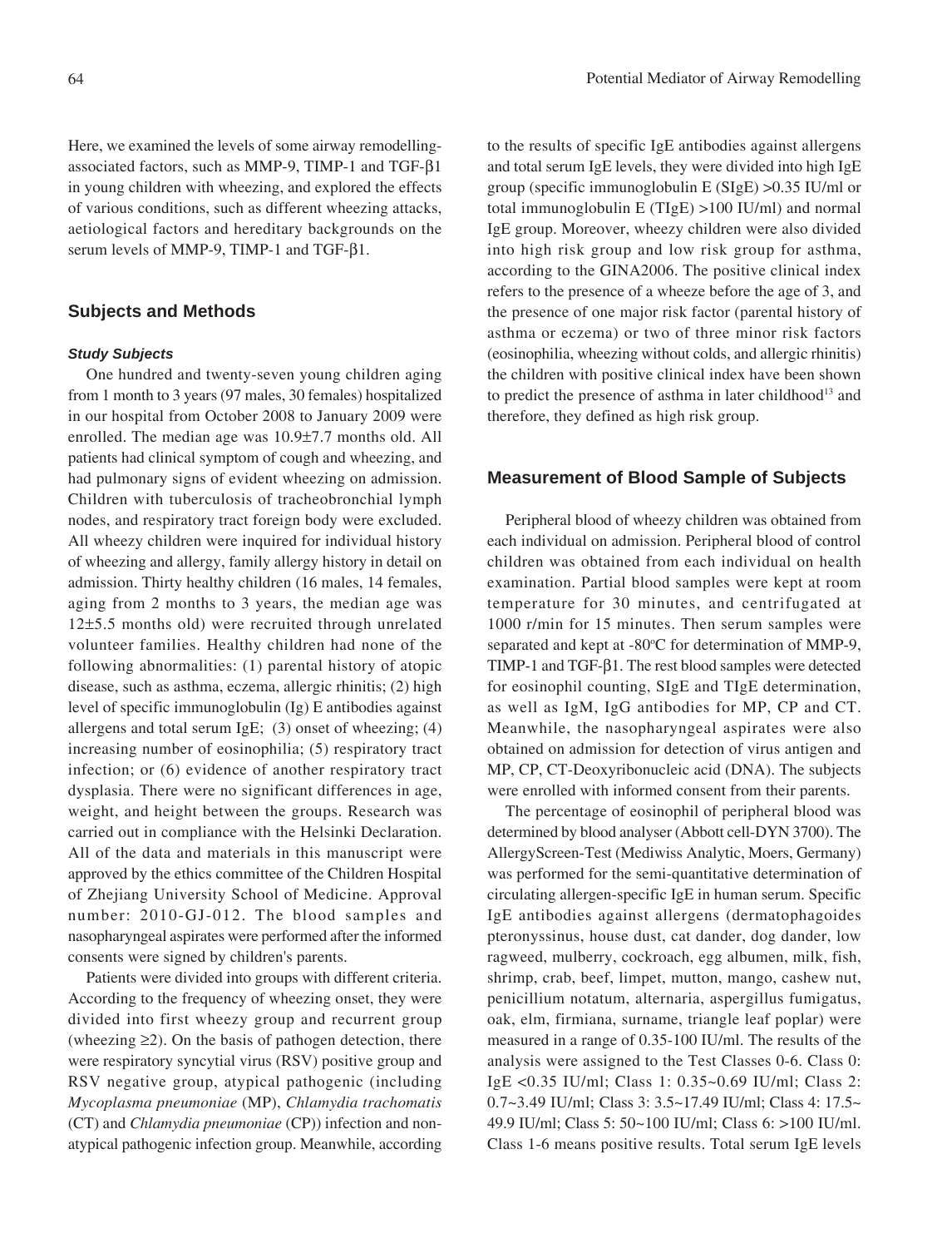Here, we examined the levels of some airway remodelling-associated factors, such as MMP-9, TIMP-1 and TGF-β1 in young children with wheezing, and explored the effects of various conditions, such as different wheezing attacks, aetiological factors and hereditary backgrounds on the serum levels of MMP-9, TIMP-1 and TGF-β1.

## Subjects and Methods

### *Study Subjects*

One hundred and twenty-seven young children aging from 1 month to 3 years (97 males, 30 females) hospitalized in our hospital from October 2008 to January 2009 were enrolled. The median age was 10.9±7.7 months old. All patients had clinical symptom of cough and wheezing, and had pulmonary signs of evident wheezing on admission. Children with tuberculosis of tracheobronchial lymph nodes, and respiratory tract foreign body were excluded. All wheezy children were inquired for individual history of wheezing and allergy, family allergy history in detail on admission. Thirty healthy children (16 males, 14 females, aging from 2 months to 3 years, the median age was 12±5.5 months old) were recruited through unrelated volunteer families. Healthy children had none of the following abnormalities: (1) parental history of atopic disease, such as asthma, eczema, allergic rhinitis; (2) high level of specific immunoglobulin (Ig) E antibodies against allergens and total serum IgE; (3) onset of wheezing; (4) increasing number of eosinophilia; (5) respiratory tract infection; or (6) evidence of another respiratory tract dysplasia. There were no significant differences in age, weight, and height between the groups. Research was carried out in compliance with the Helsinki Declaration. All of the data and materials in this manuscript were approved by the ethics committee of the Children Hospital of Zhejiang University School of Medicine. Approval number: 2010-GJ-012. The blood samples and nasopharyngeal aspirates were performed after the informed consents were signed by children's parents.

Patients were divided into groups with different criteria. According to the frequency of wheezing onset, they were divided into first wheezy group and recurrent group (wheezing ≥2). On the basis of pathogen detection, there were respiratory syncytial virus (RSV) positive group and RSV negative group, atypical pathogenic (including *Mycoplasma pneumoniae* (MP), *Chlamydia trachomatis* (CT) and *Chlamydia pneumoniae* (CP)) infection and non-atypical pathogenic infection group. Meanwhile, according to the results of specific IgE antibodies against allergens and total serum IgE levels, they were divided into high IgE group (specific immunoglobulin E (SIgE) >0.35 IU/ml or total immunoglobulin E (TIgE) >100 IU/ml) and normal IgE group. Moreover, wheezy children were also divided into high risk group and low risk group for asthma, according to the GINA2006. The positive clinical index refers to the presence of a wheeze before the age of 3, and the presence of one major risk factor (parental history of asthma or eczema) or two of three minor risk factors (eosinophilia, wheezing without colds, and allergic rhinitis) the children with positive clinical index have been shown to predict the presence of asthma in later childhood[13] and therefore, they defined as high risk group.

## Measurement of Blood Sample of Subjects

Peripheral blood of wheezy children was obtained from each individual on admission. Peripheral blood of control children was obtained from each individual on health examination. Partial blood samples were kept at room temperature for 30 minutes, and centrifugated at 1000 r/min for 15 minutes. Then serum samples were separated and kept at -80°C for determination of MMP-9, TIMP-1 and TGF-β1. The rest blood samples were detected for eosinophil counting, SIgE and TIgE determination, as well as IgM, IgG antibodies for MP, CP and CT. Meanwhile, the nasopharyngeal aspirates were also obtained on admission for detection of virus antigen and MP, CP, CT-Deoxyribonucleic acid (DNA). The subjects were enrolled with informed consent from their parents.

The percentage of eosinophil of peripheral blood was determined by blood analyser (Abbott cell-DYN 3700). The AllergyScreen-Test (Mediwiss Analytic, Moers, Germany) was performed for the semi-quantitative determination of circulating allergen-specific IgE in human serum. Specific IgE antibodies against allergens (dermatophagoides pteronyssinus, house dust, cat dander, dog dander, low ragweed, mulberry, cockroach, egg albumen, milk, fish, shrimp, crab, beef, limpet, mutton, mango, cashew nut, penicillium notatum, alternaria, aspergillus fumigatus, oak, elm, firmiana, surname, triangle leaf poplar) were measured in a range of 0.35-100 IU/ml. The results of the analysis were assigned to the Test Classes 0-6. Class 0: IgE <0.35 IU/ml; Class 1: 0.35~0.69 IU/ml; Class 2: 0.7~3.49 IU/ml; Class 3: 3.5~17.49 IU/ml; Class 4: 17.5~49.9 IU/ml; Class 5: 50~100 IU/ml; Class 6: >100 IU/ml. Class 1-6 means positive results. Total serum IgE levels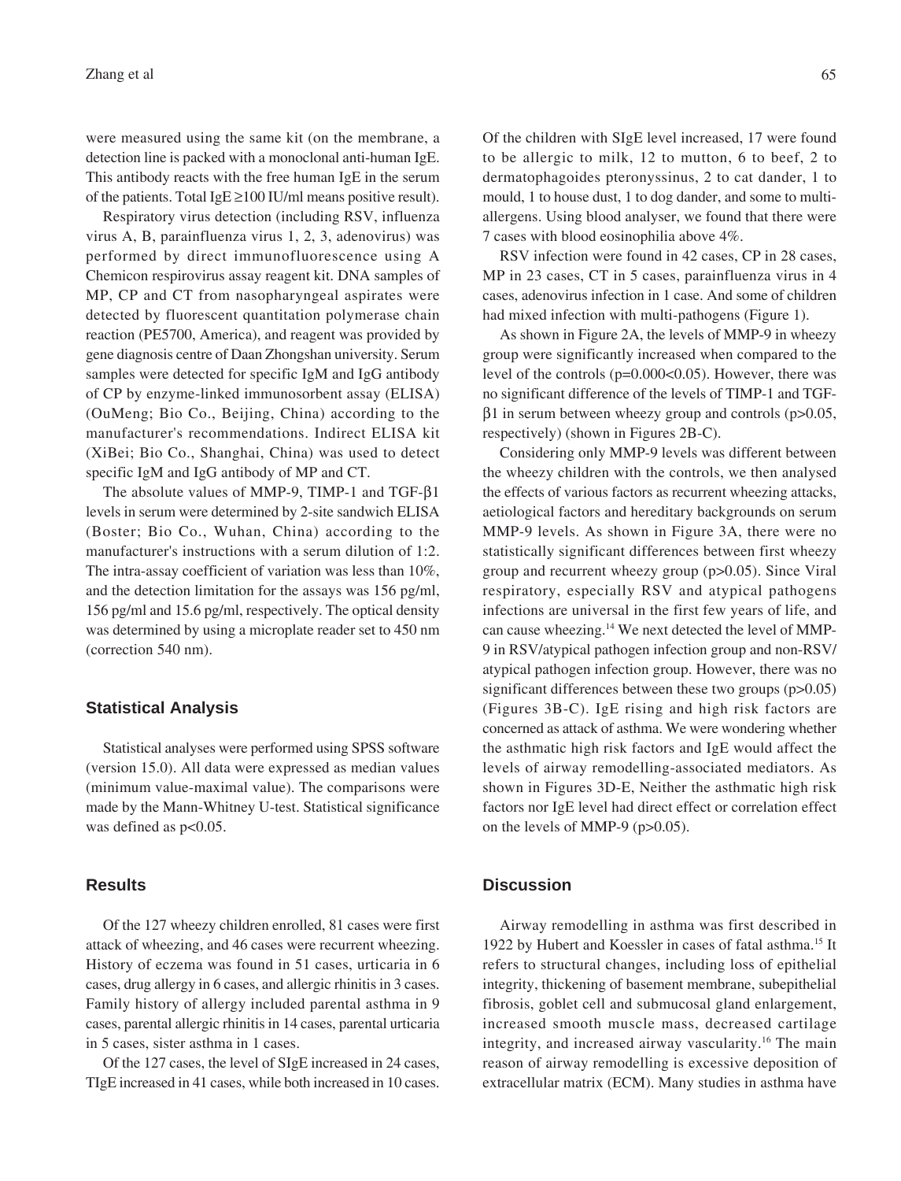were measured using the same kit (on the membrane, a detection line is packed with a monoclonal anti-human IgE. This antibody reacts with the free human IgE in the serum of the patients. Total IgE $\geq$100 IU/ml means positive result).

Respiratory virus detection (including RSV, influenza virus A, B, parainfluenza virus 1, 2, 3, adenovirus) was performed by direct immunofluorescence using A Chemicon respirovirus assay reagent kit. DNA samples of MP, CP and CT from nasopharyngeal aspirates were detected by fluorescent quantitation polymerase chain reaction (PE5700, America), and reagent was provided by gene diagnosis centre of Daan Zhongshan university. Serum samples were detected for specific IgM and IgG antibody of CP by enzyme-linked immunosorbent assay (ELISA) (OuMeng; Bio Co., Beijing, China) according to the manufacturer's recommendations. Indirect ELISA kit (XiBei; Bio Co., Shanghai, China) was used to detect specific IgM and IgG antibody of MP and CT.

The absolute values of MMP-9, TIMP-1 and TGF-$\beta$1 levels in serum were determined by 2-site sandwich ELISA (Boster; Bio Co., Wuhan, China) according to the manufacturer's instructions with a serum dilution of 1:2. The intra-assay coefficient of variation was less than 10%, and the detection limitation for the assays was 156 pg/ml, 156 pg/ml and 15.6 pg/ml, respectively. The optical density was determined by using a microplate reader set to 450 nm (correction 540 nm).

## Statistical Analysis

Statistical analyses were performed using SPSS software (version 15.0). All data were expressed as median values (minimum value-maximal value). The comparisons were made by the Mann-Whitney U-test. Statistical significance was defined as $p<0.05$.

## Results

Of the 127 wheezy children enrolled, 81 cases were first attack of wheezing, and 46 cases were recurrent wheezing. History of eczema was found in 51 cases, urticaria in 6 cases, drug allergy in 6 cases, and allergic rhinitis in 3 cases. Family history of allergy included parental asthma in 9 cases, parental allergic rhinitis in 14 cases, parental urticaria in 5 cases, sister asthma in 1 cases.

Of the 127 cases, the level of SIgE increased in 24 cases, TIgE increased in 41 cases, while both increased in 10 cases. Of the children with SIgE level increased, 17 were found to be allergic to milk, 12 to mutton, 6 to beef, 2 to dermatophagoides pteronyssinus, 2 to cat dander, 1 to mould, 1 to house dust, 1 to dog dander, and some to multi-allergens. Using blood analyser, we found that there were 7 cases with blood eosinophilia above 4%.

RSV infection were found in 42 cases, CP in 28 cases, MP in 23 cases, CT in 5 cases, parainfluenza virus in 4 cases, adenovirus infection in 1 case. And some of children had mixed infection with multi-pathogens (Figure 1).

As shown in Figure 2A, the levels of MMP-9 in wheezy group were significantly increased when compared to the level of the controls ($p=0.000<0.05$). However, there was no significant difference of the levels of TIMP-1 and TGF-$\beta$1 in serum between wheezy group and controls ($p>0.05$, respectively) (shown in Figures 2B-C).

Considering only MMP-9 levels was different between the wheezy children with the controls, we then analysed the effects of various factors as recurrent wheezing attacks, aetiological factors and hereditary backgrounds on serum MMP-9 levels. As shown in Figure 3A, there were no statistically significant differences between first wheezy group and recurrent wheezy group ($p>0.05$). Since Viral respiratory, especially RSV and atypical pathogens infections are universal in the first few years of life, and can cause wheezing.[14] We next detected the level of MMP-9 in RSV/atypical pathogen infection group and non-RSV/atypical pathogen infection group. However, there was no significant differences between these two groups ($p>0.05$) (Figures 3B-C). IgE rising and high risk factors are concerned as attack of asthma. We were wondering whether the asthmatic high risk factors and IgE would affect the levels of airway remodelling-associated mediators. As shown in Figures 3D-E, Neither the asthmatic high risk factors nor IgE level had direct effect or correlation effect on the levels of MMP-9 ($p>0.05$).

## Discussion

Airway remodelling in asthma was first described in 1922 by Hubert and Koessler in cases of fatal asthma.[15] It refers to structural changes, including loss of epithelial integrity, thickening of basement membrane, subepithelial fibrosis, goblet cell and submucosal gland enlargement, increased smooth muscle mass, decreased cartilage integrity, and increased airway vascularity.[16] The main reason of airway remodelling is excessive deposition of extracellular matrix (ECM). Many studies in asthma have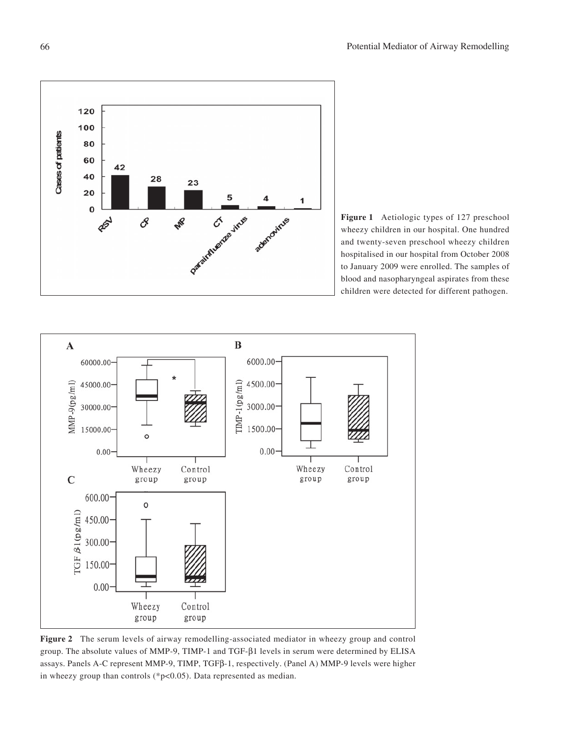**Figure 1** Aetiologic types of 127 preschool wheezy children in our hospital. One hundred and twenty-seven preschool wheezy children hospitalised in our hospital from October 2008 to January 2009 were enrolled. The samples of blood and nasopharyngeal aspirates from these children were detected for different pathogen.

**Figure 2** The serum levels of airway remodelling-associated mediator in wheezy group and control group. The absolute values of MMP-9, TIMP-1 and TGF-β1 levels in serum were determined by ELISA assays. Panels A-C represent MMP-9, TIMP, TGFβ-1, respectively. (Panel A) MMP-9 levels were higher in wheezy group than controls (*$p<0.05$). Data represented as median.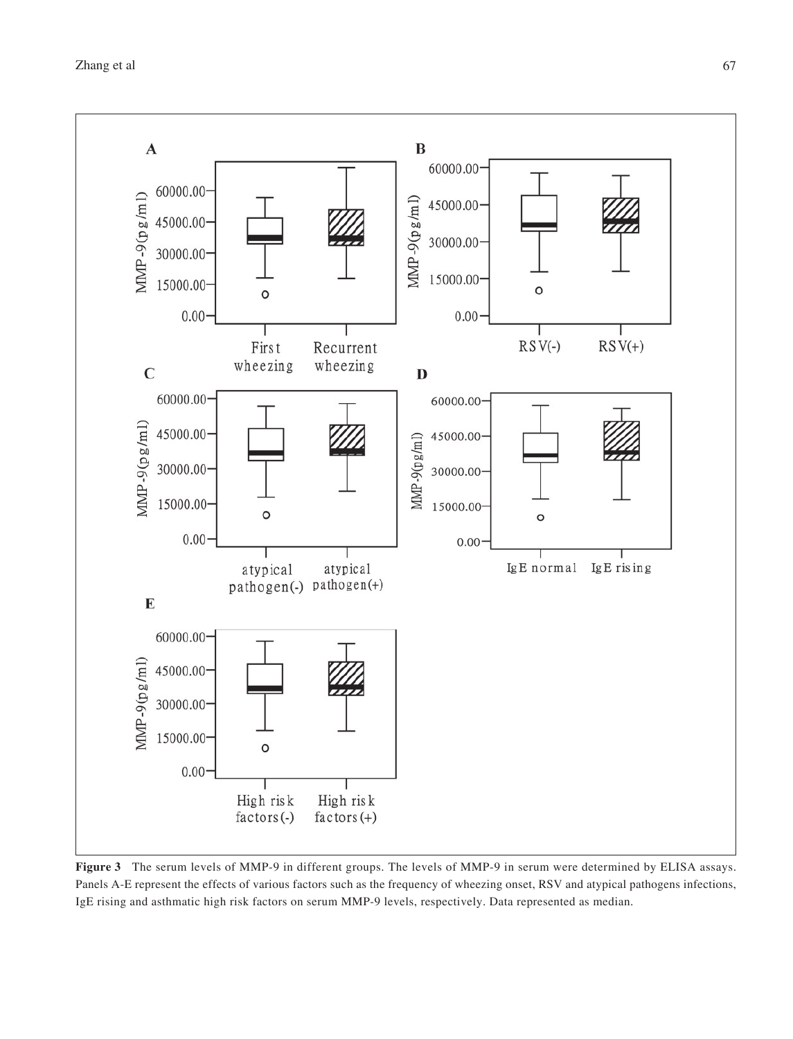**Figure 3** The serum levels of MMP-9 in different groups. The levels of MMP-9 in serum were determined by ELISA assays. Panels A-E represent the effects of various factors such as the frequency of wheezing onset, RSV and atypical pathogens infections, IgE rising and asthmatic high risk factors on serum MMP-9 levels, respectively. Data represented as median.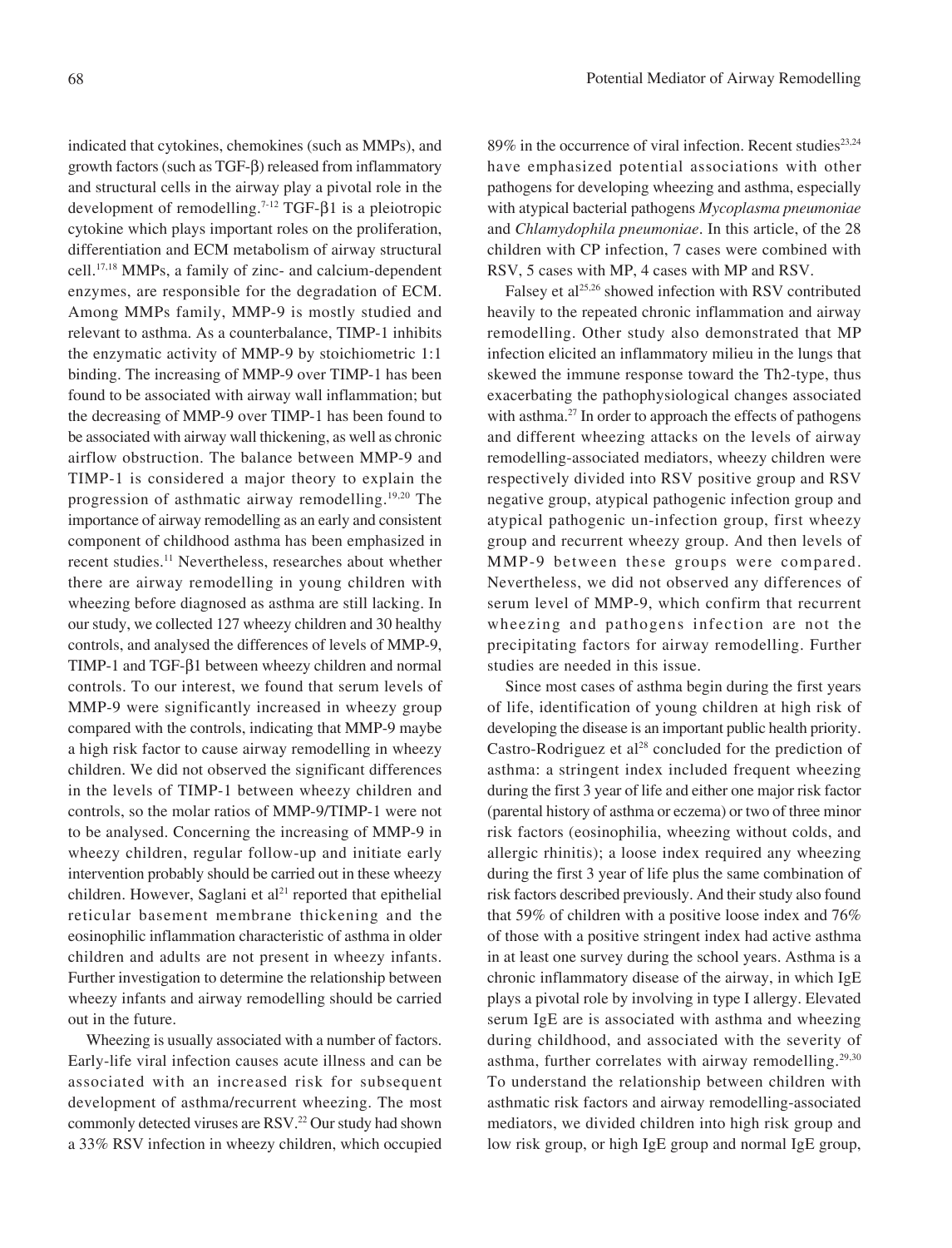indicated that cytokines, chemokines (such as MMPs), and growth factors (such as TGF-β) released from inflammatory and structural cells in the airway play a pivotal role in the development of remodelling.[7-12] TGF-β1 is a pleiotropic cytokine which plays important roles on the proliferation, differentiation and ECM metabolism of airway structural cell.[17,18] MMPs, a family of zinc- and calcium-dependent enzymes, are responsible for the degradation of ECM. Among MMPs family, MMP-9 is mostly studied and relevant to asthma. As a counterbalance, TIMP-1 inhibits the enzymatic activity of MMP-9 by stoichiometric 1:1 binding. The increasing of MMP-9 over TIMP-1 has been found to be associated with airway wall inflammation; but the decreasing of MMP-9 over TIMP-1 has been found to be associated with airway wall thickening, as well as chronic airflow obstruction. The balance between MMP-9 and TIMP-1 is considered a major theory to explain the progression of asthmatic airway remodelling.[19,20] The importance of airway remodelling as an early and consistent component of childhood asthma has been emphasized in recent studies.[11] Nevertheless, researches about whether there are airway remodelling in young children with wheezing before diagnosed as asthma are still lacking. In our study, we collected 127 wheezy children and 30 healthy controls, and analysed the differences of levels of MMP-9, TIMP-1 and TGF-β1 between wheezy children and normal controls. To our interest, we found that serum levels of MMP-9 were significantly increased in wheezy group compared with the controls, indicating that MMP-9 maybe a high risk factor to cause airway remodelling in wheezy children. We did not observed the significant differences in the levels of TIMP-1 between wheezy children and controls, so the molar ratios of MMP-9/TIMP-1 were not to be analysed. Concerning the increasing of MMP-9 in wheezy children, regular follow-up and initiate early intervention probably should be carried out in these wheezy children. However, Saglani et al[21] reported that epithelial reticular basement membrane thickening and the eosinophilic inflammation characteristic of asthma in older children and adults are not present in wheezy infants. Further investigation to determine the relationship between wheezy infants and airway remodelling should be carried out in the future.

Wheezing is usually associated with a number of factors. Early-life viral infection causes acute illness and can be associated with an increased risk for subsequent development of asthma/recurrent wheezing. The most commonly detected viruses are RSV.[22] Our study had shown a 33% RSV infection in wheezy children, which occupied 89% in the occurrence of viral infection. Recent studies[23,24] have emphasized potential associations with other pathogens for developing wheezing and asthma, especially with atypical bacterial pathogens *Mycoplasma pneumoniae* and *Chlamydophila pneumoniae*. In this article, of the 28 children with CP infection, 7 cases were combined with RSV, 5 cases with MP, 4 cases with MP and RSV.

Falsey et al[25,26] showed infection with RSV contributed heavily to the repeated chronic inflammation and airway remodelling. Other study also demonstrated that MP infection elicited an inflammatory milieu in the lungs that skewed the immune response toward the Th2-type, thus exacerbating the pathophysiological changes associated with asthma.[27] In order to approach the effects of pathogens and different wheezing attacks on the levels of airway remodelling-associated mediators, wheezy children were respectively divided into RSV positive group and RSV negative group, atypical pathogenic infection group and atypical pathogenic un-infection group, first wheezy group and recurrent wheezy group. And then levels of MMP-9 between these groups were compared. Nevertheless, we did not observed any differences of serum level of MMP-9, which confirm that recurrent wheezing and pathogens infection are not the precipitating factors for airway remodelling. Further studies are needed in this issue.

Since most cases of asthma begin during the first years of life, identification of young children at high risk of developing the disease is an important public health priority. Castro-Rodriguez et al[28] concluded for the prediction of asthma: a stringent index included frequent wheezing during the first 3 year of life and either one major risk factor (parental history of asthma or eczema) or two of three minor risk factors (eosinophilia, wheezing without colds, and allergic rhinitis); a loose index required any wheezing during the first 3 year of life plus the same combination of risk factors described previously. And their study also found that 59% of children with a positive loose index and 76% of those with a positive stringent index had active asthma in at least one survey during the school years. Asthma is a chronic inflammatory disease of the airway, in which IgE plays a pivotal role by involving in type I allergy. Elevated serum IgE are is associated with asthma and wheezing during childhood, and associated with the severity of asthma, further correlates with airway remodelling.[29,30] To understand the relationship between children with asthmatic risk factors and airway remodelling-associated mediators, we divided children into high risk group and low risk group, or high IgE group and normal IgE group,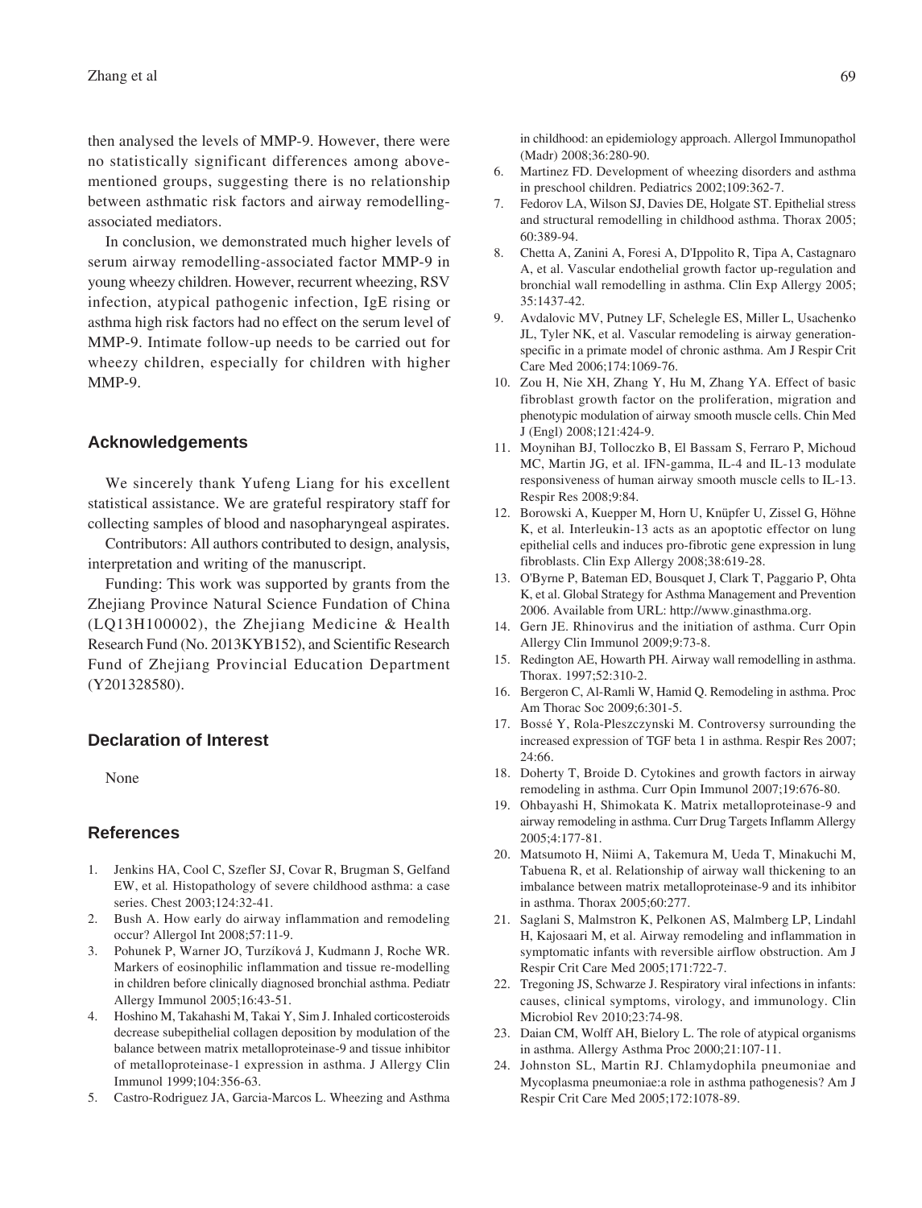then analysed the levels of MMP-9. However, there were no statistically significant differences among above-mentioned groups, suggesting there is no relationship between asthmatic risk factors and airway remodelling-associated mediators.

In conclusion, we demonstrated much higher levels of serum airway remodelling-associated factor MMP-9 in young wheezy children. However, recurrent wheezing, RSV infection, atypical pathogenic infection, IgE rising or asthma high risk factors had no effect on the serum level of MMP-9. Intimate follow-up needs to be carried out for wheezy children, especially for children with higher MMP-9.

## Acknowledgements

We sincerely thank Yufeng Liang for his excellent statistical assistance. We are grateful respiratory staff for collecting samples of blood and nasopharyngeal aspirates.

Contributors: All authors contributed to design, analysis, interpretation and writing of the manuscript.

Funding: This work was supported by grants from the Zhejiang Province Natural Science Fundation of China (LQ13H100002), the Zhejiang Medicine & Health Research Fund (No. 2013KYB152), and Scientific Research Fund of Zhejiang Provincial Education Department (Y201328580).

## Declaration of Interest

None

## References

1. Jenkins HA, Cool C, Szefler SJ, Covar R, Brugman S, Gelfand EW, et al. Histopathology of severe childhood asthma: a case series. Chest 2003;124:32-41.
2. Bush A. How early do airway inflammation and remodeling occur? Allergol Int 2008;57:11-9.
3. Pohunek P, Warner JO, Turzíková J, Kudmann J, Roche WR. Markers of eosinophilic inflammation and tissue re-modelling in children before clinically diagnosed bronchial asthma. Pediatr Allergy Immunol 2005;16:43-51.
4. Hoshino M, Takahashi M, Takai Y, Sim J. Inhaled corticosteroids decrease subepithelial collagen deposition by modulation of the balance between matrix metalloproteinase-9 and tissue inhibitor of metalloproteinase-1 expression in asthma. J Allergy Clin Immunol 1999;104:356-63.
5. Castro-Rodriguez JA, Garcia-Marcos L. Wheezing and Asthma in childhood: an epidemiology approach. Allergol Immunopathol (Madr) 2008;36:280-90.
6. Martinez FD. Development of wheezing disorders and asthma in preschool children. Pediatrics 2002;109:362-7.
7. Fedorov LA, Wilson SJ, Davies DE, Holgate ST. Epithelial stress and structural remodelling in childhood asthma. Thorax 2005; 60:389-94.
8. Chetta A, Zanini A, Foresi A, D'Ippolito R, Tipa A, Castagnaro A, et al. Vascular endothelial growth factor up-regulation and bronchial wall remodelling in asthma. Clin Exp Allergy 2005; 35:1437-42.
9. Avdalovic MV, Putney LF, Schelegle ES, Miller L, Usachenko JL, Tyler NK, et al. Vascular remodeling is airway generation-specific in a primate model of chronic asthma. Am J Respir Crit Care Med 2006;174:1069-76.
10. Zou H, Nie XH, Zhang Y, Hu M, Zhang YA. Effect of basic fibroblast growth factor on the proliferation, migration and phenotypic modulation of airway smooth muscle cells. Chin Med J (Engl) 2008;121:424-9.
11. Moynihan BJ, Tolloczko B, El Bassam S, Ferraro P, Michoud MC, Martin JG, et al. IFN-gamma, IL-4 and IL-13 modulate responsiveness of human airway smooth muscle cells to IL-13. Respir Res 2008;9:84.
12. Borowski A, Kuepper M, Horn U, Knüpfer U, Zissel G, Höhne K, et al. Interleukin-13 acts as an apoptotic effector on lung epithelial cells and induces pro-fibrotic gene expression in lung fibroblasts. Clin Exp Allergy 2008;38:619-28.
13. O'Byrne P, Bateman ED, Bousquet J, Clark T, Paggario P, Ohta K, et al. Global Strategy for Asthma Management and Prevention 2006. Available from URL: http://www.ginasthma.org.
14. Gern JE. Rhinovirus and the initiation of asthma. Curr Opin Allergy Clin Immunol 2009;9:73-8.
15. Redington AE, Howarth PH. Airway wall remodelling in asthma. Thorax. 1997;52:310-2.
16. Bergeron C, Al-Ramli W, Hamid Q. Remodeling in asthma. Proc Am Thorac Soc 2009;6:301-5.
17. Bossé Y, Rola-Pleszczynski M. Controversy surrounding the increased expression of TGF beta 1 in asthma. Respir Res 2007; 24:66.
18. Doherty T, Broide D. Cytokines and growth factors in airway remodeling in asthma. Curr Opin Immunol 2007;19:676-80.
19. Ohbayashi H, Shimokata K. Matrix metalloproteinase-9 and airway remodeling in asthma. Curr Drug Targets Inflamm Allergy 2005;4:177-81.
20. Matsumoto H, Niimi A, Takemura M, Ueda T, Minakuchi M, Tabuena R, et al. Relationship of airway wall thickening to an imbalance between matrix metalloproteinase-9 and its inhibitor in asthma. Thorax 2005;60:277.
21. Saglani S, Malmstron K, Pelkonen AS, Malmberg LP, Lindahl H, Kajosaari M, et al. Airway remodeling and inflammation in symptomatic infants with reversible airflow obstruction. Am J Respir Crit Care Med 2005;171:722-7.
22. Tregoning JS, Schwarze J. Respiratory viral infections in infants: causes, clinical symptoms, virology, and immunology. Clin Microbiol Rev 2010;23:74-98.
23. Daian CM, Wolff AH, Bielory L. The role of atypical organisms in asthma. Allergy Asthma Proc 2000;21:107-11.
24. Johnston SL, Martin RJ. Chlamydophila pneumoniae and Mycoplasma pneumoniae:a role in asthma pathogenesis? Am J Respir Crit Care Med 2005;172:1078-89.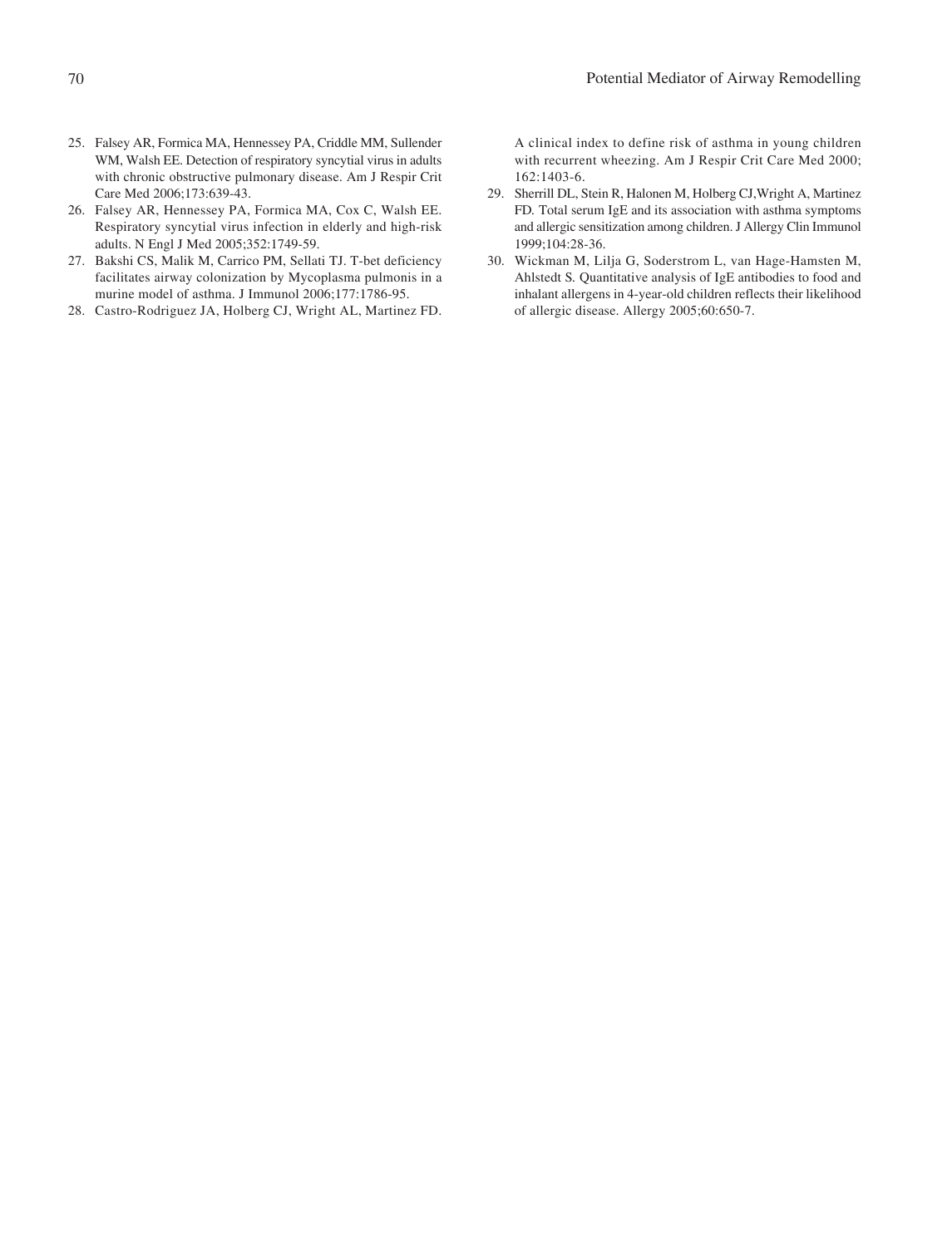25. Falsey AR, Formica MA, Hennessey PA, Criddle MM, Sullender WM, Walsh EE. Detection of respiratory syncytial virus in adults with chronic obstructive pulmonary disease. Am J Respir Crit Care Med 2006;173:639-43.
26. Falsey AR, Hennessey PA, Formica MA, Cox C, Walsh EE. Respiratory syncytial virus infection in elderly and high-risk adults. N Engl J Med 2005;352:1749-59.
27. Bakshi CS, Malik M, Carrico PM, Sellati TJ. T-bet deficiency facilitates airway colonization by Mycoplasma pulmonis in a murine model of asthma. J Immunol 2006;177:1786-95.
28. Castro-Rodriguez JA, Holberg CJ, Wright AL, Martinez FD. A clinical index to define risk of asthma in young children with recurrent wheezing. Am J Respir Crit Care Med 2000; 162:1403-6.
29. Sherrill DL, Stein R, Halonen M, Holberg CJ,Wright A, Martinez FD. Total serum IgE and its association with asthma symptoms and allergic sensitization among children. J Allergy Clin Immunol 1999;104:28-36.
30. Wickman M, Lilja G, Soderstrom L, van Hage-Hamsten M, Ahlstedt S. Quantitative analysis of IgE antibodies to food and inhalant allergens in 4-year-old children reflects their likelihood of allergic disease. Allergy 2005;60:650-7.